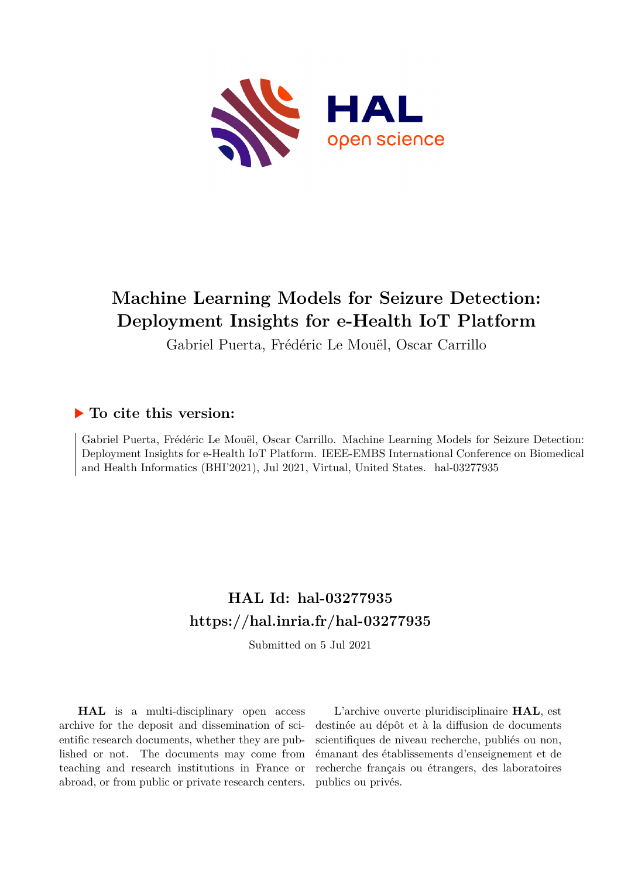# Machine Learning Models for Seizure Detection: Deployment Insights for e-Health IoT Platform

Gabriel Puerta, Frédéric Le Mouël, Oscar Carrillo

## ▶ To cite this version:

Gabriel Puerta, Frédéric Le Mouël, Oscar Carrillo. Machine Learning Models for Seizure Detection: Deployment Insights for e-Health IoT Platform. IEEE-EMBS International Conference on Biomedical and Health Informatics (BHI'2021), Jul 2021, Virtual, United States. hal-03277935

## HAL Id: hal-03277935
## https://hal.inria.fr/hal-03277935

Submitted on 5 Jul 2021

**HAL** is a multi-disciplinary open access archive for the deposit and dissemination of scientific research documents, whether they are published or not. The documents may come from teaching and research institutions in France or abroad, or from public or private research centers.

L'archive ouverte pluridisciplinaire **HAL**, est destinée au dépôt et à la diffusion de documents scientifiques de niveau recherche, publiés ou non, émanant des établissements d'enseignement et de recherche français ou étrangers, des laboratoires publics ou privés.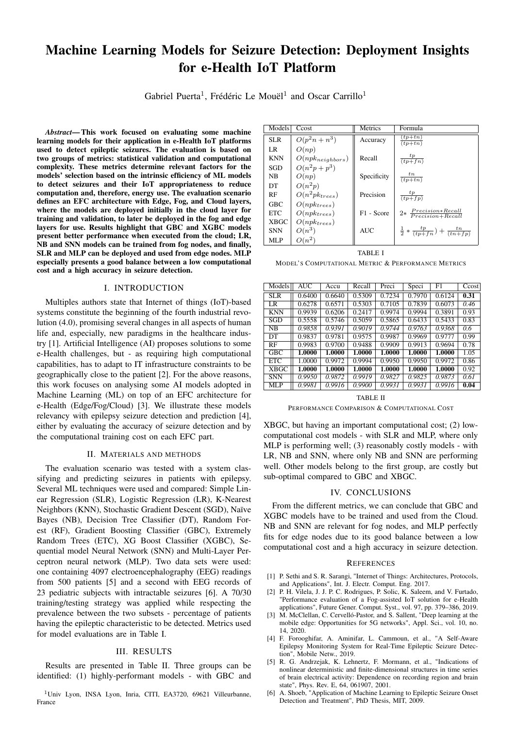# Machine Learning Models for Seizure Detection: Deployment Insights for e-Health IoT Platform

Gabriel Puerta[1], Frédéric Le Mouël[1] and Oscar Carrillo[1]

***Abstract*— This work focused on evaluating some machine learning models for their application in e-Health IoT platforms used to detect epileptic seizures. The evaluation is based on two groups of metrics: statistical validation and computational complexity. These metrics determine relevant factors for the models' selection based on the intrinsic efficiency of ML models to detect seizures and their IoT appropriateness to reduce computation and, therefore, energy use. The evaluation scenario defines an EFC architecture with Edge, Fog, and Cloud layers, where the models are deployed initially in the cloud layer for training and validation, to later be deployed in the fog and edge layers for use. Results highlight that GBC and XGBC models present better performance when executed from the cloud; LR, NB and SNN models can be trained from fog nodes, and finally, SLR and MLP can be deployed and used from edge nodes. MLP especially presents a good balance between a low computational cost and a high accuracy in seizure detection.**

## I. INTRODUCTION

Multiples authors state that Internet of things (IoT)-based systems constitute the beginning of the fourth industrial revolution (4.0), promising several changes in all aspects of human life and, especially, new paradigms in the healthcare industry [1]. Artificial Intelligence (AI) proposes solutions to some e-Health challenges, but - as requiring high computational capabilities, has to adapt to IT infrastructure constraints to be geographically close to the patient [2]. For the above reasons, this work focuses on analysing some AI models adopted in Machine Learning (ML) on top of an EFC architecture for e-Health (Edge/Fog/Cloud) [3]. We illustrate these models relevancy with epilepsy seizure detection and prediction [4], either by evaluating the accuracy of seizure detection and by the computational training cost on each EFC part.

## II. MATERIALS AND METHODS

The evaluation scenario was tested with a system classifying and predicting seizures in patients with epilepsy. Several ML techniques were used and compared: Simple Linear Regression (SLR), Logistic Regression (LR), K-Nearest Neighbors (KNN), Stochastic Gradient Descent (SGD), Naïve Bayes (NB), Decision Tree Classifier (DT), Random Forest (RF), Gradient Boosting Classifier (GBC), Extremely Random Trees (ETC), XG Boost Classifier (XGBC), Sequential model Neural Network (SNN) and Multi-Layer Perceptron neural network (MLP). Two data sets were used: one containing 4097 electroencephalography (EEG) readings from 500 patients [5] and a second with EEG records of 23 pediatric subjects with intractable seizures [6]. A 70/30 training/testing strategy was applied while respecting the prevalence between the two subsets - percentage of patients having the epileptic characteristic to be detected. Metrics used for model evaluations are in Table I.

| Models | Ccost | Metrics | Formula |
|---|---|---|---|
| SLR | $O(p^2n + n^3)$ | Accuracy | $\frac{(tp+tn)}{(tp+tn)}$ |
| LR | $O(np)$ | | |
| KNN | $O(npk_{neighbors})$ | Recall | $\frac{tp}{(tp+fn)}$ |
| SGD | $O(n^2p + p^3)$ | | |
| NB | $O(np)$ | Specificity | $\frac{tn}{(tp+tn)}$ |
| DT | $O(n^2p)$ | | |
| RF | $O(n^2pk_{trees})$ | Precision | $\frac{tp}{(tp+fp)}$ |
| GBC | $O(npk_{trees})$ | | |
| ETC | $O(npk_{trees})$ | F1 - Score | $2 * \frac{Precision*Recall}{Precision+Recall}$ |
| XBGC | $O(npk_{trees})$ | | |
| SNN | $O(n^3)$ | AUC | $\frac{1}{2} * \frac{tp}{(tp+fn)}) + \frac{tn}{(tn+fp)}$ |
| MLP | $O(n^2)$ | | |

TABLE I

MODEL'S COMPUTATIONAL METRIC & PERFORMANCE METRICS

| Models | AUC | Accu | Recall | Preci | Speci | F1 | Ccost |
|---|---|---|---|---|---|---|---|
| SLR | 0.6400 | 0.6640 | 0.5309 | 0.7234 | 0.7970 | 0.6124 | **0.31** |
| LR | 0.6278 | 0.6571 | 0.5303 | 0.7105 | 0.7839 | 0.6073 | *0.46* |
| KNN | 0.9939 | 0.6206 | 0.2417 | 0.9974 | 0.9994 | 0.3891 | 0.93 |
| SGD | 0.5558 | 0.5746 | 0.5059 | 0.5865 | 0.6433 | 0.5433 | 0.83 |
| NB | *0.9858* | *0.9391* | *0.9019* | *0.9744* | *0.9763* | *0.9368* | *0.6* |
| DT | 0.9837 | 0.9781 | 0.9575 | 0.9987 | 0.9969 | 0.9777 | 0.99 |
| RF | 0.9983 | 0.9700 | 0.9488 | 0.9909 | 0.9913 | 0.9694 | 0.78 |
| GBC | **1.0000** | **1.0000** | **1.0000** | **1.0000** | **1.0000** | **1.0000** | 1.05 |
| ETC | 1.0000 | 0.9972 | 0.9994 | 0.9950 | 0.9950 | 0.9972 | 0.86 |
| XBGC | **1.0000** | **1.0000** | **1.0000** | **1.0000** | **1.0000** | **1.0000** | 0.92 |
| SNN | *0.9950* | *0.9872* | *0.9919* | *0.9827* | *0.9825* | *0.9873* | *0.61* |
| MLP | *0.9981* | *0.9916* | *0.9900* | *0.9931* | *0.9931* | *0.9916* | **0.04** |

TABLE II

PERFORMANCE COMPARISON & COMPUTATIONAL COST

## III. RESULTS

Results are presented in Table II. Three groups can be identified: (1) highly-performant models - with GBC and XBGC, but having an important computational cost; (2) low-computational cost models - with SLR and MLP, where only MLP is performing well; (3) reasonably costly models - with LR, NB and SNN, where only NB and SNN are performing well. Other models belong to the first group, are costly but sub-optimal compared to GBC and XBGC.

## IV. CONCLUSIONS

From the different metrics, we can conclude that GBC and XGBC models have to be trained and used from the Cloud. NB and SNN are relevant for fog nodes, and MLP perfectly fits for edge nodes due to its good balance between a low computational cost and a high accuracy in seizure detection.

## REFERENCES

[1] P. Sethi and S. R. Sarangi, "Internet of Things: Architectures, Protocols, and Applications", Int. J. Electr. Comput. Eng. 2017.

[2] P. H. Vilela, J. J. P. C. Rodrigues, P. Solic, K. Saleem, and V. Furtado, "Performance evaluation of a Fog-assisted IoT solution for e-Health applications", Future Gener. Comput. Syst., vol. 97, pp. 379–386, 2019.

[3] M. McClellan, C. Cervelló-Pastor, and S. Sallent, "Deep learning at the mobile edge: Opportunities for 5G networks", Appl. Sci., vol. 10, no. 14, 2020.

[4] F. Forooghifar, A. Aminifar, L. Cammoun, et al., "A Self-Aware Epilepsy Monitoring System for Real-Time Epileptic Seizure Detection", Mobile Netw., 2019.

[5] R. G. Andrzejak, K. Lehnertz, F. Mormann, et al., "Indications of nonlinear deterministic and finite-dimensional structures in time series of brain electrical activity: Dependence on recording region and brain state", Phys. Rev. E, 64, 061907, 2001.

[6] A. Shoeb, "Application of Machine Learning to Epileptic Seizure Onset Detection and Treatment", PhD Thesis, MIT, 2009.

[1]Univ Lyon, INSA Lyon, Inria, CITI, EA3720, 69621 Villeurbanne, France